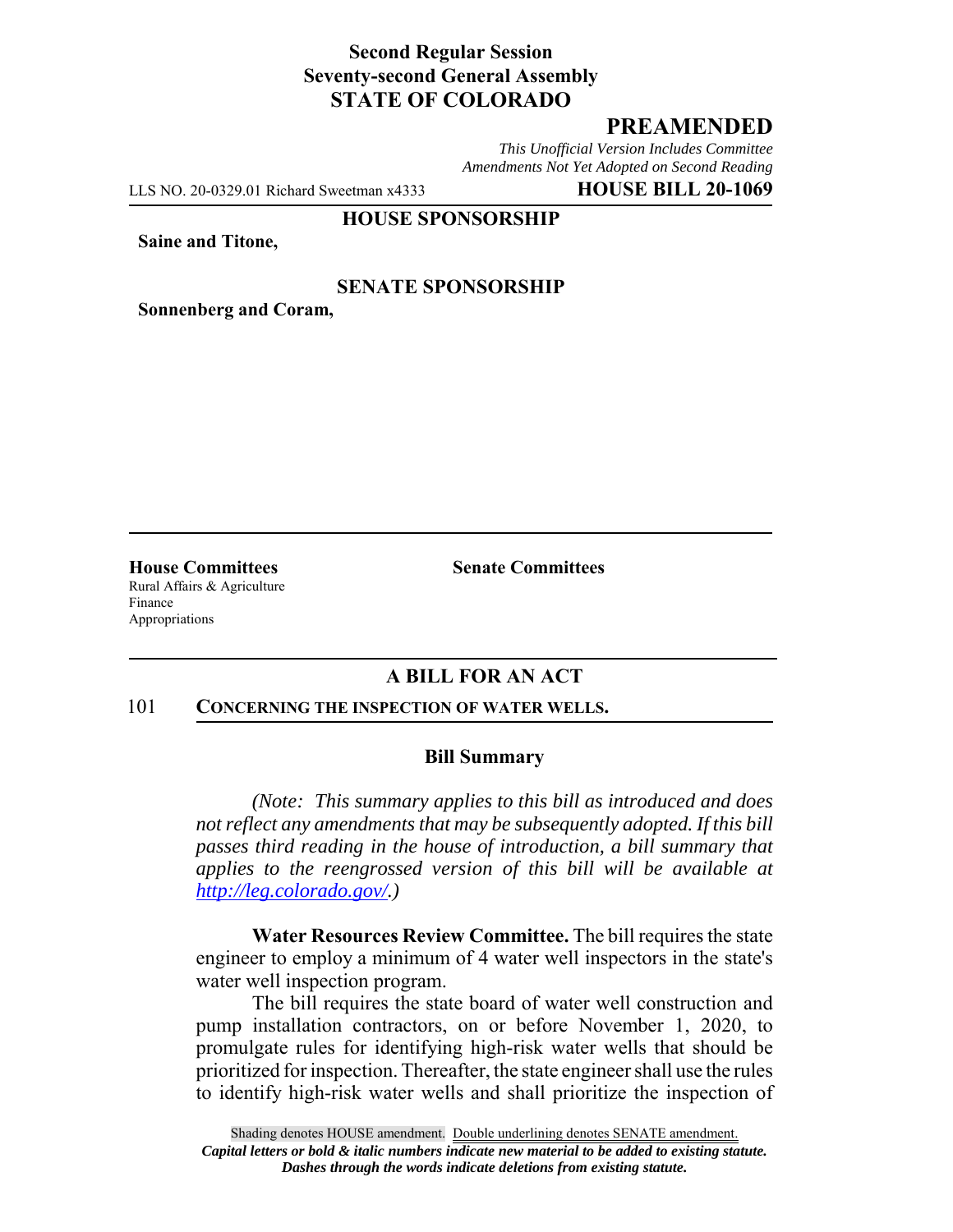**Second Regular Session**
**Seventy-second General Assembly**
**STATE OF COLORADO**

# PREAMENDED

*This Unofficial Version Includes Committee Amendments Not Yet Adopted on Second Reading*

LLS NO. 20-0329.01 Richard Sweetman x4333 **HOUSE BILL 20-1069**

**HOUSE SPONSORSHIP**

**Saine and Titone,**

**SENATE SPONSORSHIP**

**Sonnenberg and Coram,**

**House Committees**
Rural Affairs & Agriculture
Finance
Appropriations

**Senate Committees**

## A BILL FOR AN ACT

101 **CONCERNING THE INSPECTION OF WATER WELLS.**

### Bill Summary

*(Note: This summary applies to this bill as introduced and does not reflect any amendments that may be subsequently adopted. If this bill passes third reading in the house of introduction, a bill summary that applies to the reengrossed version of this bill will be available at http://leg.colorado.gov/.)*

**Water Resources Review Committee.** The bill requires the state engineer to employ a minimum of 4 water well inspectors in the state's water well inspection program.

The bill requires the state board of water well construction and pump installation contractors, on or before November 1, 2020, to promulgate rules for identifying high-risk water wells that should be prioritized for inspection. Thereafter, the state engineer shall use the rules to identify high-risk water wells and shall prioritize the inspection of

Shading denotes HOUSE amendment. Double underlining denotes SENATE amendment.
*Capital letters or bold & italic numbers indicate new material to be added to existing statute.*
*Dashes through the words indicate deletions from existing statute.*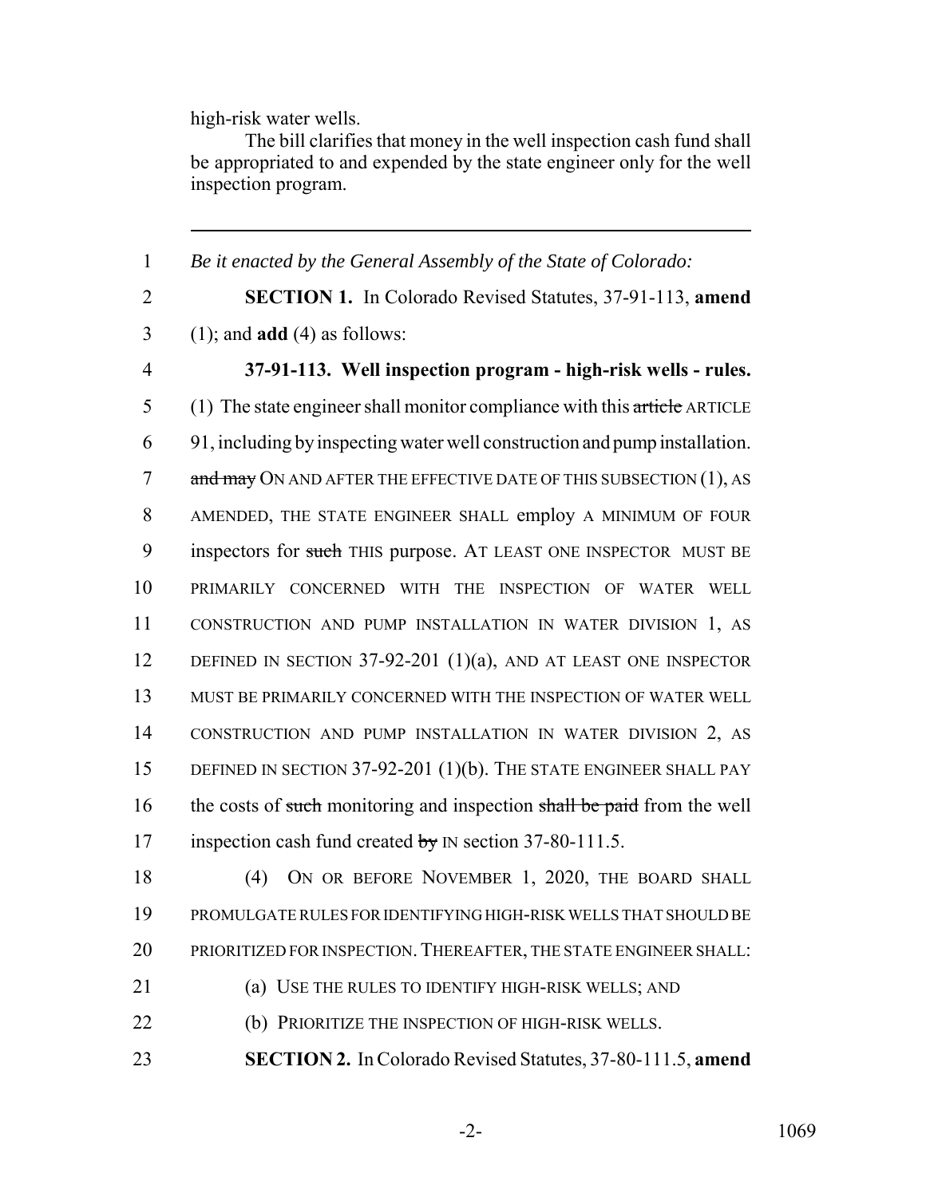high-risk water wells.

The bill clarifies that money in the well inspection cash fund shall be appropriated to and expended by the state engineer only for the well inspection program.

---

1 *Be it enacted by the General Assembly of the State of Colorado:*

2 **SECTION 1.** In Colorado Revised Statutes, 37-91-113, **amend**
3 (1); and **add** (4) as follows:

4 **37-91-113. Well inspection program - high-risk wells - rules.**
5 (1) The state engineer shall monitor compliance with this ~~article~~ ARTICLE
6 91, including by inspecting water well construction and pump installation.
7 ~~and may~~ ON AND AFTER THE EFFECTIVE DATE OF THIS SUBSECTION (1), AS
8 AMENDED, THE STATE ENGINEER SHALL employ A MINIMUM OF FOUR
9 inspectors for ~~such~~ THIS purpose. AT LEAST ONE INSPECTOR MUST BE
10 PRIMARILY CONCERNED WITH THE INSPECTION OF WATER WELL
11 CONSTRUCTION AND PUMP INSTALLATION IN WATER DIVISION 1, AS
12 DEFINED IN SECTION 37-92-201 (1)(a), AND AT LEAST ONE INSPECTOR
13 MUST BE PRIMARILY CONCERNED WITH THE INSPECTION OF WATER WELL
14 CONSTRUCTION AND PUMP INSTALLATION IN WATER DIVISION 2, AS
15 DEFINED IN SECTION 37-92-201 (1)(b). THE STATE ENGINEER SHALL PAY
16 the costs of ~~such~~ monitoring and inspection ~~shall be paid~~ from the well
17 inspection cash fund created ~~by~~ IN section 37-80-111.5.

18 (4) ON OR BEFORE NOVEMBER 1, 2020, THE BOARD SHALL
19 PROMULGATE RULES FOR IDENTIFYING HIGH-RISK WELLS THAT SHOULD BE
20 PRIORITIZED FOR INSPECTION. THEREAFTER, THE STATE ENGINEER SHALL:

21 (a) USE THE RULES TO IDENTIFY HIGH-RISK WELLS; AND

22 (b) PRIORITIZE THE INSPECTION OF HIGH-RISK WELLS.

23 **SECTION 2.** In Colorado Revised Statutes, 37-80-111.5, **amend**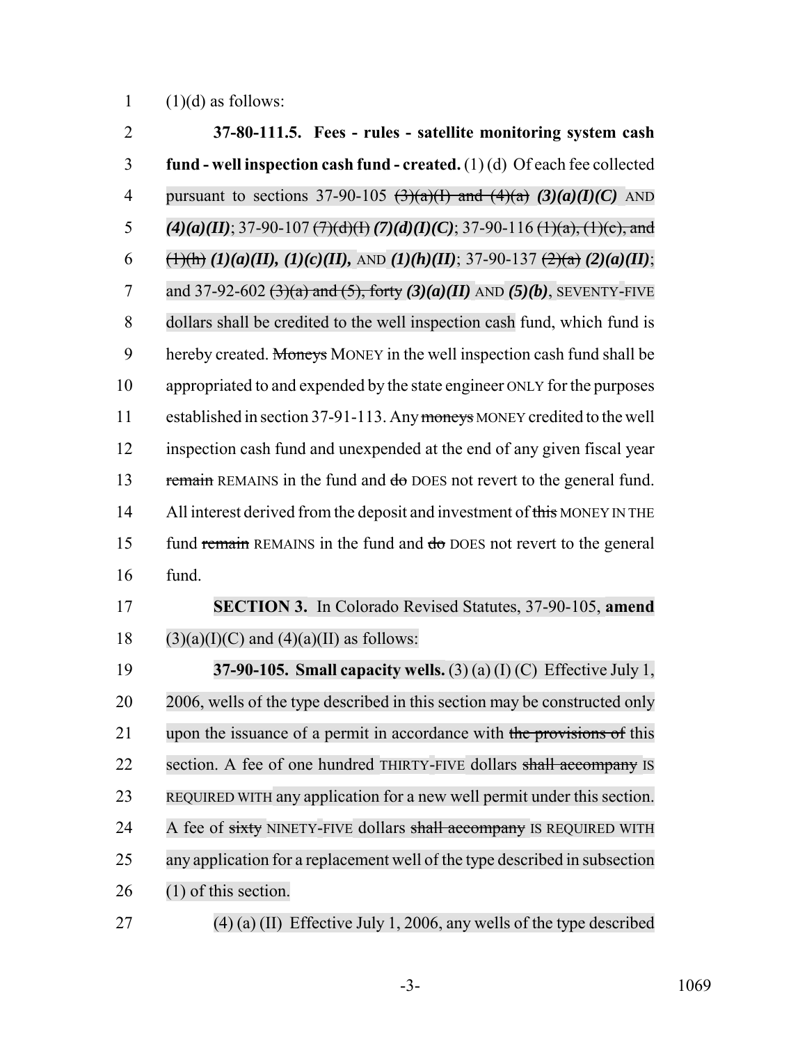(1)(d) as follows:

**37-80-111.5. Fees - rules - satellite monitoring system cash fund - well inspection cash fund - created.** (1) (d) Of each fee collected pursuant to sections 37-90-105 ~~(3)(a)(I) and (4)(a)~~ ***(3)(a)(I)(C)*** AND ***(4)(a)(II)***; 37-90-107 ~~(7)(d)(I)~~ ***(7)(d)(I)(C)***; 37-90-116 ~~(1)(a), (1)(c), and (1)(h)~~ ***(1)(a)(II), (1)(c)(II),*** AND ***(1)(h)(II)***; 37-90-137 ~~(2)(a)~~ ***(2)(a)(II)***; and 37-92-602 ~~(3)(a) and (5), forty~~ ***(3)(a)(II)*** AND ***(5)(b)***, SEVENTY-FIVE dollars shall be credited to the well inspection cash fund, which fund is hereby created. ~~Moneys~~ MONEY in the well inspection cash fund shall be appropriated to and expended by the state engineer ONLY for the purposes established in section 37-91-113. Any ~~moneys~~ MONEY credited to the well inspection cash fund and unexpended at the end of any given fiscal year ~~remain~~ REMAINS in the fund and ~~do~~ DOES not revert to the general fund. All interest derived from the deposit and investment of ~~this~~ MONEY IN THE fund ~~remain~~ REMAINS in the fund and ~~do~~ DOES not revert to the general fund.

**SECTION 3.** In Colorado Revised Statutes, 37-90-105, **amend** (3)(a)(I)(C) and (4)(a)(II) as follows:

**37-90-105. Small capacity wells.** (3) (a) (I) (C) Effective July 1, 2006, wells of the type described in this section may be constructed only upon the issuance of a permit in accordance with ~~the provisions of~~ this section. A fee of one hundred THIRTY-FIVE dollars ~~shall accompany~~ IS REQUIRED WITH any application for a new well permit under this section. A fee of ~~sixty~~ NINETY-FIVE dollars ~~shall accompany~~ IS REQUIRED WITH any application for a replacement well of the type described in subsection (1) of this section.

(4) (a) (II) Effective July 1, 2006, any wells of the type described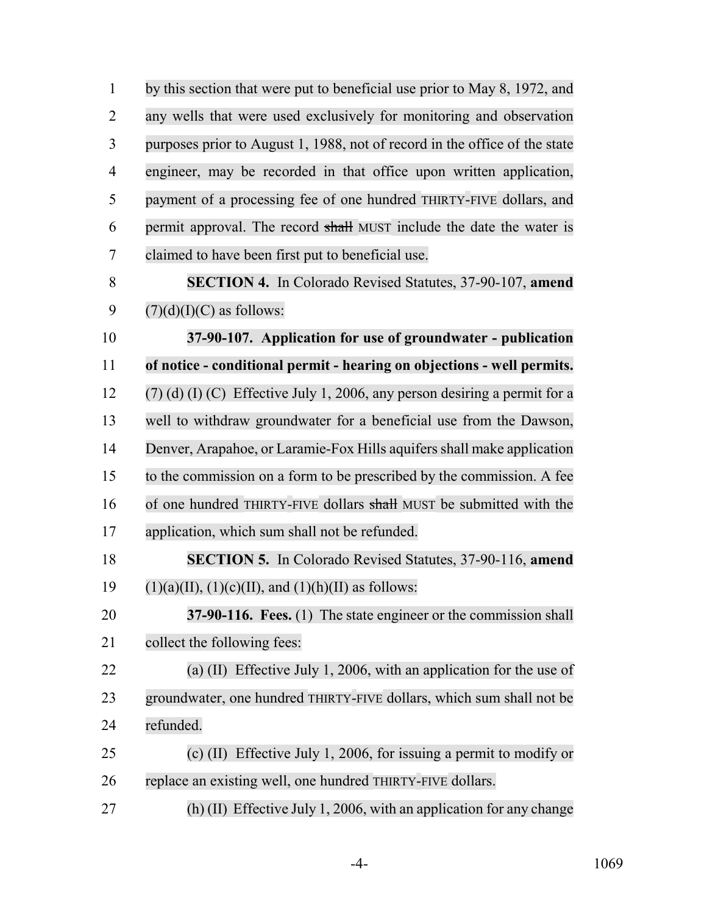by this section that were put to beneficial use prior to May 8, 1972, and any wells that were used exclusively for monitoring and observation purposes prior to August 1, 1988, not of record in the office of the state engineer, may be recorded in that office upon written application, payment of a processing fee of one hundred THIRTY-FIVE dollars, and permit approval. The record ~~shall~~ MUST include the date the water is claimed to have been first put to beneficial use.

**SECTION 4.** In Colorado Revised Statutes, 37-90-107, **amend** (7)(d)(I)(C) as follows:

**37-90-107. Application for use of groundwater - publication of notice - conditional permit - hearing on objections - well permits.** (7) (d) (I) (C) Effective July 1, 2006, any person desiring a permit for a well to withdraw groundwater for a beneficial use from the Dawson, Denver, Arapahoe, or Laramie-Fox Hills aquifers shall make application to the commission on a form to be prescribed by the commission. A fee of one hundred THIRTY-FIVE dollars ~~shall~~ MUST be submitted with the application, which sum shall not be refunded.

**SECTION 5.** In Colorado Revised Statutes, 37-90-116, **amend** (1)(a)(II), (1)(c)(II), and (1)(h)(II) as follows:

**37-90-116. Fees.** (1) The state engineer or the commission shall collect the following fees:

(a) (II) Effective July 1, 2006, with an application for the use of groundwater, one hundred THIRTY-FIVE dollars, which sum shall not be refunded.

(c) (II) Effective July 1, 2006, for issuing a permit to modify or replace an existing well, one hundred THIRTY-FIVE dollars.

(h) (II) Effective July 1, 2006, with an application for any change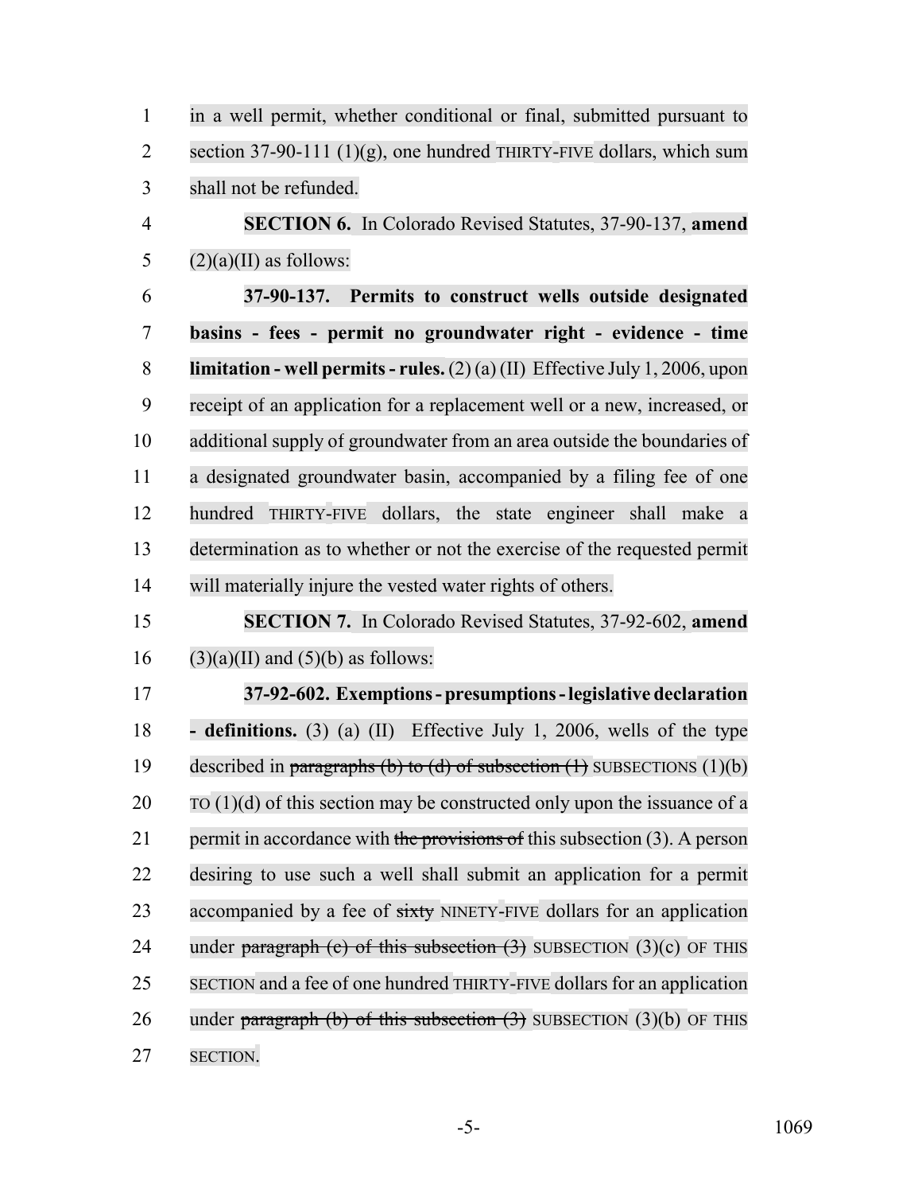in a well permit, whether conditional or final, submitted pursuant to section 37-90-111 (1)(g), one hundred THIRTY-FIVE dollars, which sum shall not be refunded.

**SECTION 6.** In Colorado Revised Statutes, 37-90-137, **amend** (2)(a)(II) as follows:

**37-90-137. Permits to construct wells outside designated basins - fees - permit no groundwater right - evidence - time limitation - well permits - rules.** (2) (a) (II) Effective July 1, 2006, upon receipt of an application for a replacement well or a new, increased, or additional supply of groundwater from an area outside the boundaries of a designated groundwater basin, accompanied by a filing fee of one hundred THIRTY-FIVE dollars, the state engineer shall make a determination as to whether or not the exercise of the requested permit will materially injure the vested water rights of others.

**SECTION 7.** In Colorado Revised Statutes, 37-92-602, **amend** (3)(a)(II) and (5)(b) as follows:

**37-92-602. Exemptions - presumptions - legislative declaration - definitions.** (3) (a) (II) Effective July 1, 2006, wells of the type described in ~~paragraphs (b) to (d) of subsection (1)~~ SUBSECTIONS (1)(b) TO (1)(d) of this section may be constructed only upon the issuance of a permit in accordance with ~~the provisions of~~ this subsection (3). A person desiring to use such a well shall submit an application for a permit accompanied by a fee of ~~sixty~~ NINETY-FIVE dollars for an application under ~~paragraph (c) of this subsection (3)~~ SUBSECTION (3)(c) OF THIS SECTION and a fee of one hundred THIRTY-FIVE dollars for an application under ~~paragraph (b) of this subsection (3)~~ SUBSECTION (3)(b) OF THIS SECTION.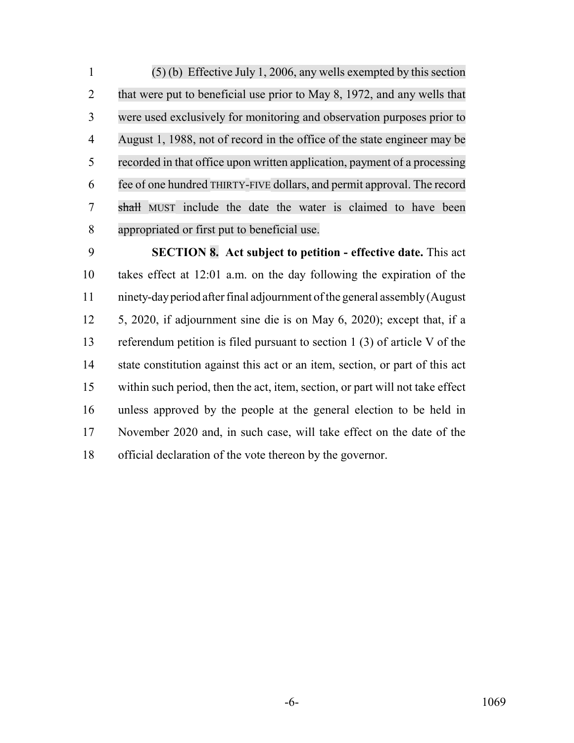(5) (b) Effective July 1, 2006, any wells exempted by this section that were put to beneficial use prior to May 8, 1972, and any wells that were used exclusively for monitoring and observation purposes prior to August 1, 1988, not of record in the office of the state engineer may be recorded in that office upon written application, payment of a processing fee of one hundred THIRTY-FIVE dollars, and permit approval. The record ~~shall~~ MUST include the date the water is claimed to have been appropriated or first put to beneficial use.

**SECTION 8. Act subject to petition - effective date.** This act takes effect at 12:01 a.m. on the day following the expiration of the ninety-day period after final adjournment of the general assembly (August 5, 2020, if adjournment sine die is on May 6, 2020); except that, if a referendum petition is filed pursuant to section 1 (3) of article V of the state constitution against this act or an item, section, or part of this act within such period, then the act, item, section, or part will not take effect unless approved by the people at the general election to be held in November 2020 and, in such case, will take effect on the date of the official declaration of the vote thereon by the governor.